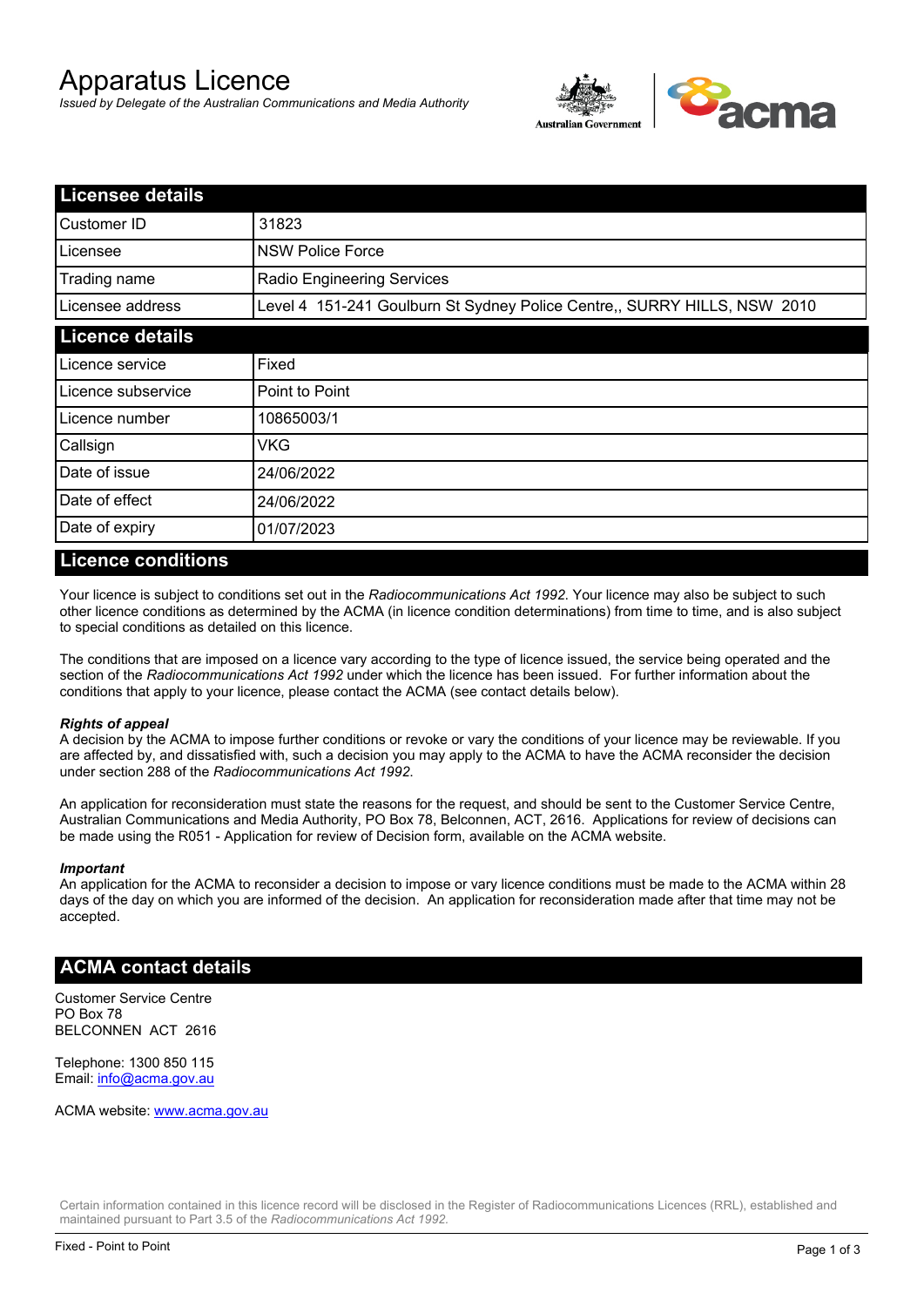# Apparatus Licence

*Issued by Delegate of the Australian Communications and Media Authority*

## Licensee details

| | |
|---|---|
| Customer ID | 31823 |
| Licensee | NSW Police Force |
| Trading name | Radio Engineering Services |
| Licensee address | Level 4 151-241 Goulburn St Sydney Police Centre,, SURRY HILLS, NSW 2010 |

## Licence details

| | |
|---|---|
| Licence service | Fixed |
| Licence subservice | Point to Point |
| Licence number | 10865003/1 |
| Callsign | VKG |
| Date of issue | 24/06/2022 |
| Date of effect | 24/06/2022 |
| Date of expiry | 01/07/2023 |

## Licence conditions

Your licence is subject to conditions set out in the *Radiocommunications Act 1992*. Your licence may also be subject to such other licence conditions as determined by the ACMA (in licence condition determinations) from time to time, and is also subject to special conditions as detailed on this licence.

The conditions that are imposed on a licence vary according to the type of licence issued, the service being operated and the section of the *Radiocommunications Act 1992* under which the licence has been issued. For further information about the conditions that apply to your licence, please contact the ACMA (see contact details below).

***Rights of appeal***

A decision by the ACMA to impose further conditions or revoke or vary the conditions of your licence may be reviewable. If you are affected by, and dissatisfied with, such a decision you may apply to the ACMA to have the ACMA reconsider the decision under section 288 of the *Radiocommunications Act 1992*.

An application for reconsideration must state the reasons for the request, and should be sent to the Customer Service Centre, Australian Communications and Media Authority, PO Box 78, Belconnen, ACT, 2616. Applications for review of decisions can be made using the R051 - Application for review of Decision form, available on the ACMA website.

***Important***

An application for the ACMA to reconsider a decision to impose or vary licence conditions must be made to the ACMA within 28 days of the day on which you are informed of the decision. An application for reconsideration made after that time may not be accepted.

## ACMA contact details

Customer Service Centre
PO Box 78
BELCONNEN ACT 2616

Telephone: 1300 850 115
Email: info@acma.gov.au

ACMA website: www.acma.gov.au

Certain information contained in this licence record will be disclosed in the Register of Radiocommunications Licences (RRL), established and maintained pursuant to Part 3.5 of the *Radiocommunications Act 1992*.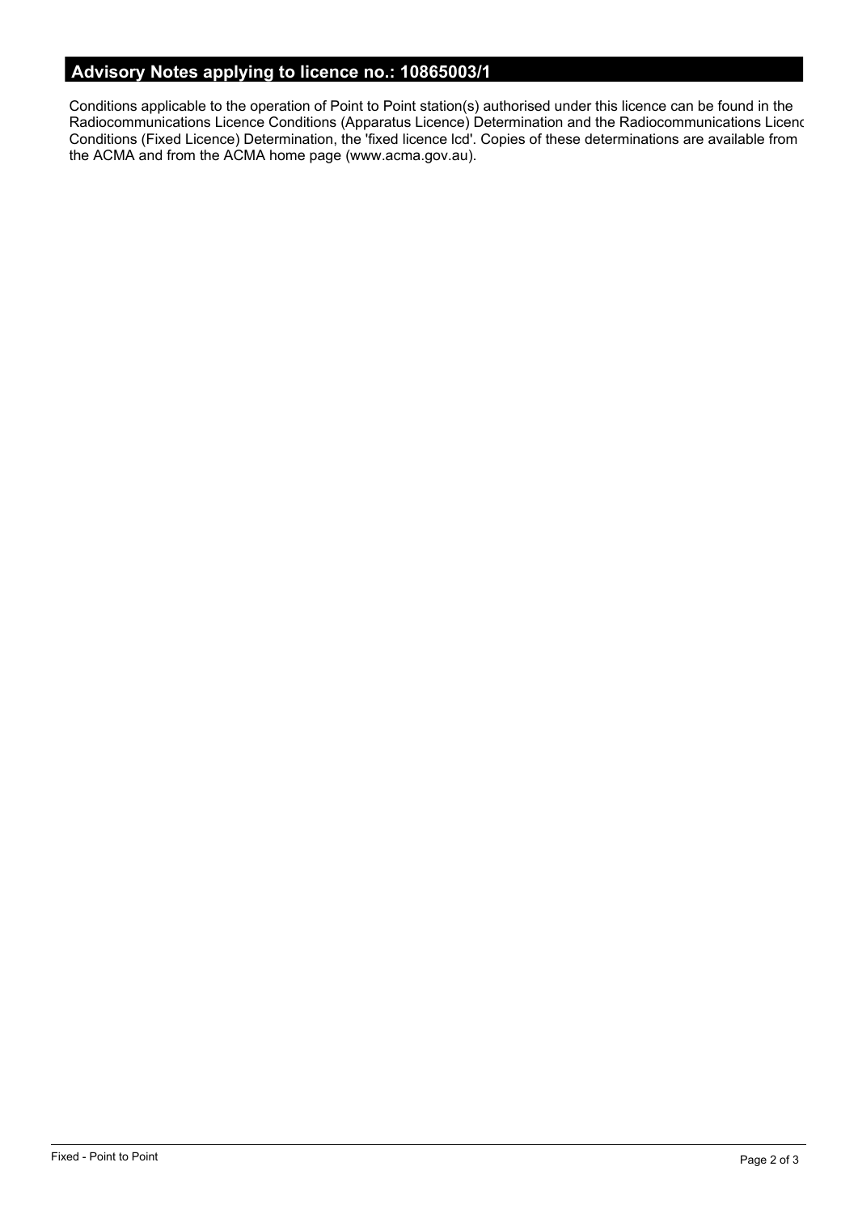## Advisory Notes applying to licence no.: 10865003/1

Conditions applicable to the operation of Point to Point station(s) authorised under this licence can be found in the Radiocommunications Licence Conditions (Apparatus Licence) Determination and the Radiocommunications Licence Conditions (Fixed Licence) Determination, the 'fixed licence lcd'. Copies of these determinations are available from the ACMA and from the ACMA home page (www.acma.gov.au).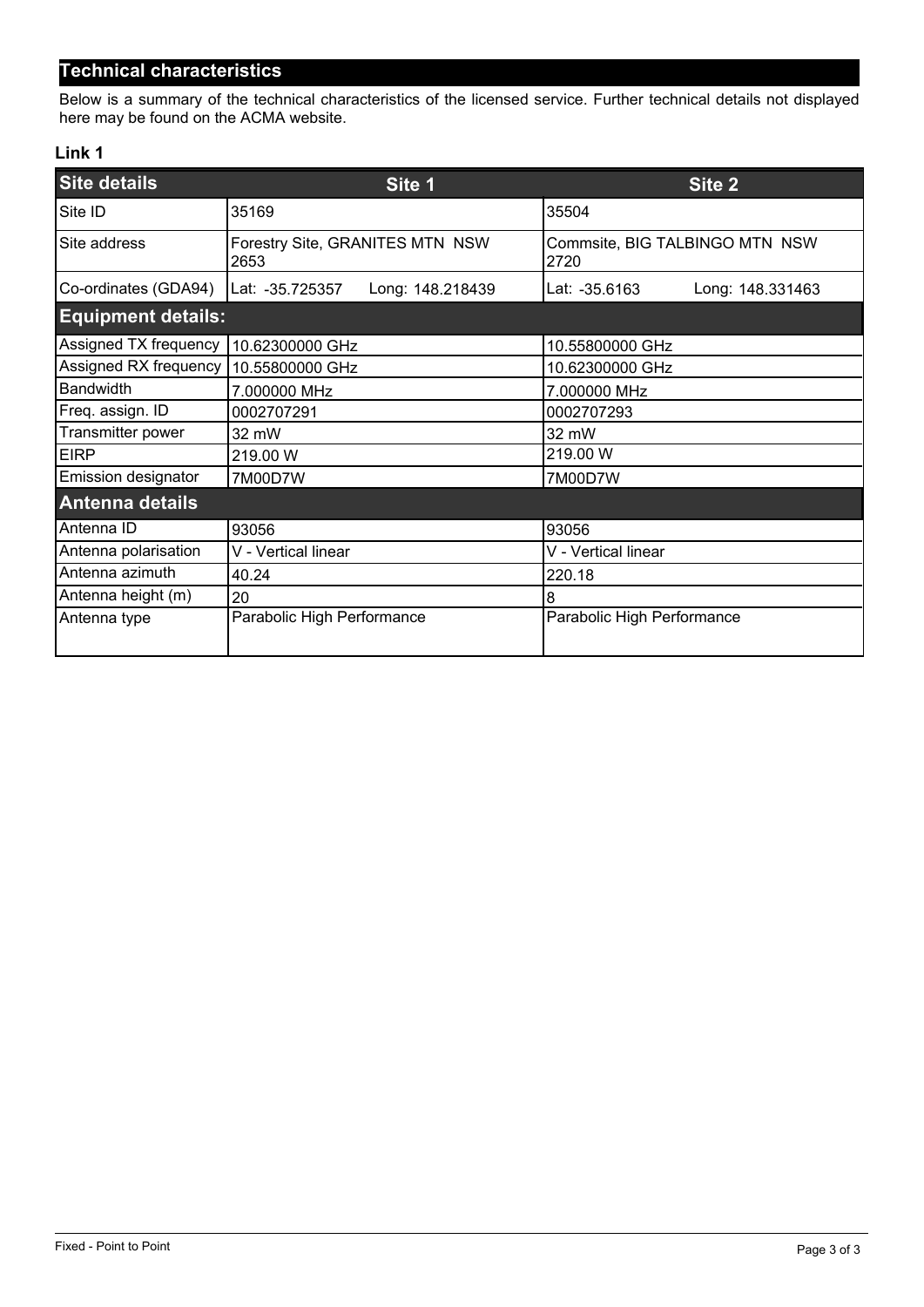## Technical characteristics

Below is a summary of the technical characteristics of the licensed service. Further technical details not displayed here may be found on the ACMA website.

### Link 1

| Site details | Site 1 | Site 2 |
|---|---|---|
| Site ID | 35169 | 35504 |
| Site address | Forestry Site, GRANITES MTN NSW 2653 | Commsite, BIG TALBINGO MTN NSW 2720 |
| Co-ordinates (GDA94) | Lat: -35.725357 Long: 148.218439 | Lat: -35.6163 Long: 148.331463 |
| **Equipment details:** | | |
| Assigned TX frequency | 10.62300000 GHz | 10.55800000 GHz |
| Assigned RX frequency | 10.55800000 GHz | 10.62300000 GHz |
| Bandwidth | 7.000000 MHz | 7.000000 MHz |
| Freq. assign. ID | 0002707291 | 0002707293 |
| Transmitter power | 32 mW | 32 mW |
| EIRP | 219.00 W | 219.00 W |
| Emission designator | 7M00D7W | 7M00D7W |
| **Antenna details** | | |
| Antenna ID | 93056 | 93056 |
| Antenna polarisation | V - Vertical linear | V - Vertical linear |
| Antenna azimuth | 40.24 | 220.18 |
| Antenna height (m) | 20 | 8 |
| Antenna type | Parabolic High Performance | Parabolic High Performance |

Fixed - Point to Point